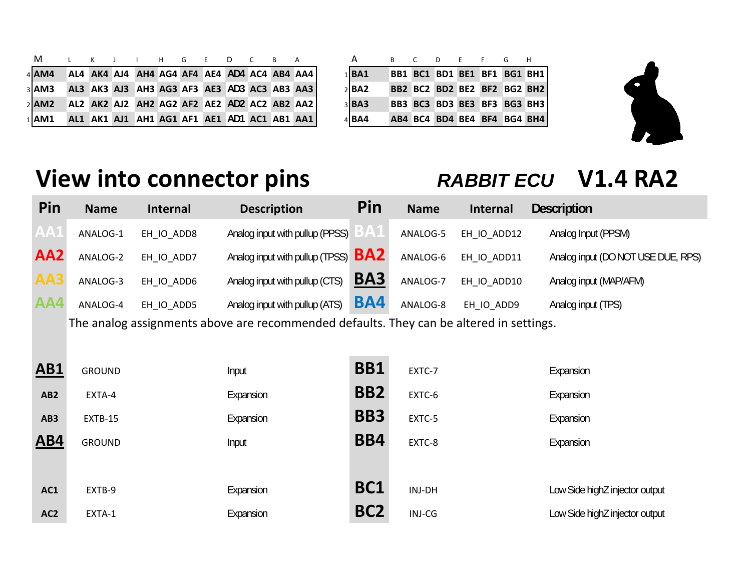| M | L | K | J | I | H | G | E | D | C | B | A |
|---|---|---|---|---|---|---|---|---|---|---|---|
| 4 AM4 | AL4 | AK4 | AJ4 | AH4 | AG4 | AF4 | AE4 | AD4 | AC4 | AB4 | AA4 |
| 3 AM3 | AL3 | AK3 | AJ3 | AH3 | AG3 | AF3 | AE3 | AD3 | AC3 | AB3 | AA3 |
| 2 AM2 | AL2 | AK2 | AJ2 | AH2 | AG2 | AF2 | AE2 | AD2 | AC2 | AB2 | AA2 |
| 1 AM1 | AL1 | AK1 | AJ1 | AH1 | AG1 | AF1 | AE1 | AD1 | AC1 | AB1 | AA1 |

| A | B | C | D | E | F | G | H |
|---|---|---|---|---|---|---|---|
| 1 BA1 | BB1 | BC1 | BD1 | BE1 | BF1 | BG1 | BH1 |
| 2 BA2 | BB2 | BC2 | BD2 | BE2 | BF2 | BG2 | BH2 |
| 3 BA3 | BB3 | BC3 | BD3 | BE3 | BF3 | BG3 | BH3 |
| 4 BA4 | AB4 | BC4 | BD4 | BE4 | BF4 | BG4 | BH4 |

# View into connector pins

## *RABBIT ECU* V1.4 RA2

| Pin | Name | Internal | Description | Pin | Name | Internal | Description |
|---|---|---|---|---|---|---|---|
| AA1 | ANALOG-1 | EH_IO_ADD8 | Analog input with pullup (PPSS) | BA1 | ANALOG-5 | EH_IO_ADD12 | Analog Input (PPSM) |
| AA2 | ANALOG-2 | EH_IO_ADD7 | Analog input with pullup (TPSS) | BA2 | ANALOG-6 | EH_IO_ADD11 | Analog input (DO NOT USE DUE, RPS) |
| AA3 | ANALOG-3 | EH_IO_ADD6 | Analog input with pullup (CTS) | BA3 | ANALOG-7 | EH_IO_ADD10 | Analog input (MAP/AFM) |
| AA4 | ANALOG-4 | EH_IO_ADD5 | Analog input with pullup (ATS) | BA4 | ANALOG-8 | EH_IO_ADD9 | Analog input (TPS) |

The analog assignments above are recommended defaults. They can be altered in settings.

| Pin | Name | Internal | Description | Pin | Name | Internal | Description |
|---|---|---|---|---|---|---|---|
| AB1 | GROUND | | Input | BB1 | EXTC-7 | | Expansion |
| AB2 | EXTA-4 | | Expansion | BB2 | EXTC-6 | | Expansion |
| AB3 | EXTB-15 | | Expansion | BB3 | EXTC-5 | | Expansion |
| AB4 | GROUND | | Input | BB4 | EXTC-8 | | Expansion |
| AC1 | EXTB-9 | | Expansion | BC1 | INJ-DH | | Low Side highZ injector output |
| AC2 | EXTA-1 | | Expansion | BC2 | INJ-CG | | Low Side highZ injector output |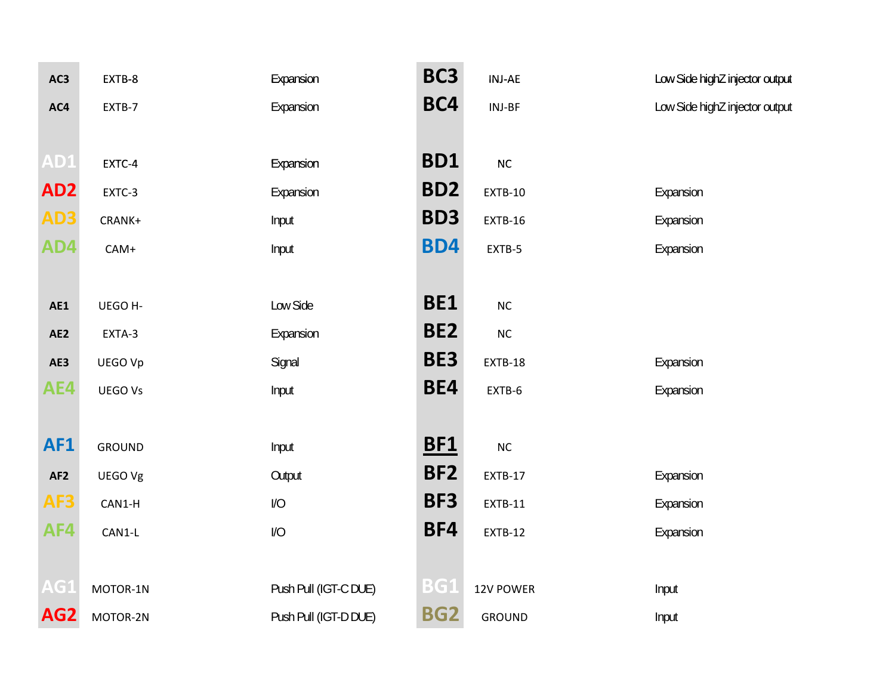| Pin | Name | Function | Pin | Name | Function |
|---|---|---|---|---|---|
| AC3 | EXTB-8 | Expansion | BC3 | INJ-AE | Low Side highZ injector output |
| AC4 | EXTB-7 | Expansion | BC4 | INJ-BF | Low Side highZ injector output |
| | | | | | |
| AD1 | EXTC-4 | Expansion | BD1 | NC | |
| AD2 | EXTC-3 | Expansion | BD2 | EXTB-10 | Expansion |
| AD3 | CRANK+ | Input | BD3 | EXTB-16 | Expansion |
| AD4 | CAM+ | Input | BD4 | EXTB-5 | Expansion |
| | | | | | |
| AE1 | UEGO H- | Low Side | BE1 | NC | |
| AE2 | EXTA-3 | Expansion | BE2 | NC | |
| AE3 | UEGO Vp | Signal | BE3 | EXTB-18 | Expansion |
| AE4 | UEGO Vs | Input | BE4 | EXTB-6 | Expansion |
| | | | | | |
| AF1 | GROUND | Input | BF1 | NC | |
| AF2 | UEGO Vg | Output | BF2 | EXTB-17 | Expansion |
| AF3 | CAN1-H | I/O | BF3 | EXTB-11 | Expansion |
| AF4 | CAN1-L | I/O | BF4 | EXTB-12 | Expansion |
| | | | | | |
| AG1 | MOTOR-1N | Push Pull (IGT-C DUE) | BG1 | 12V POWER | Input |
| AG2 | MOTOR-2N | Push Pull (IGT-D DUE) | BG2 | GROUND | Input |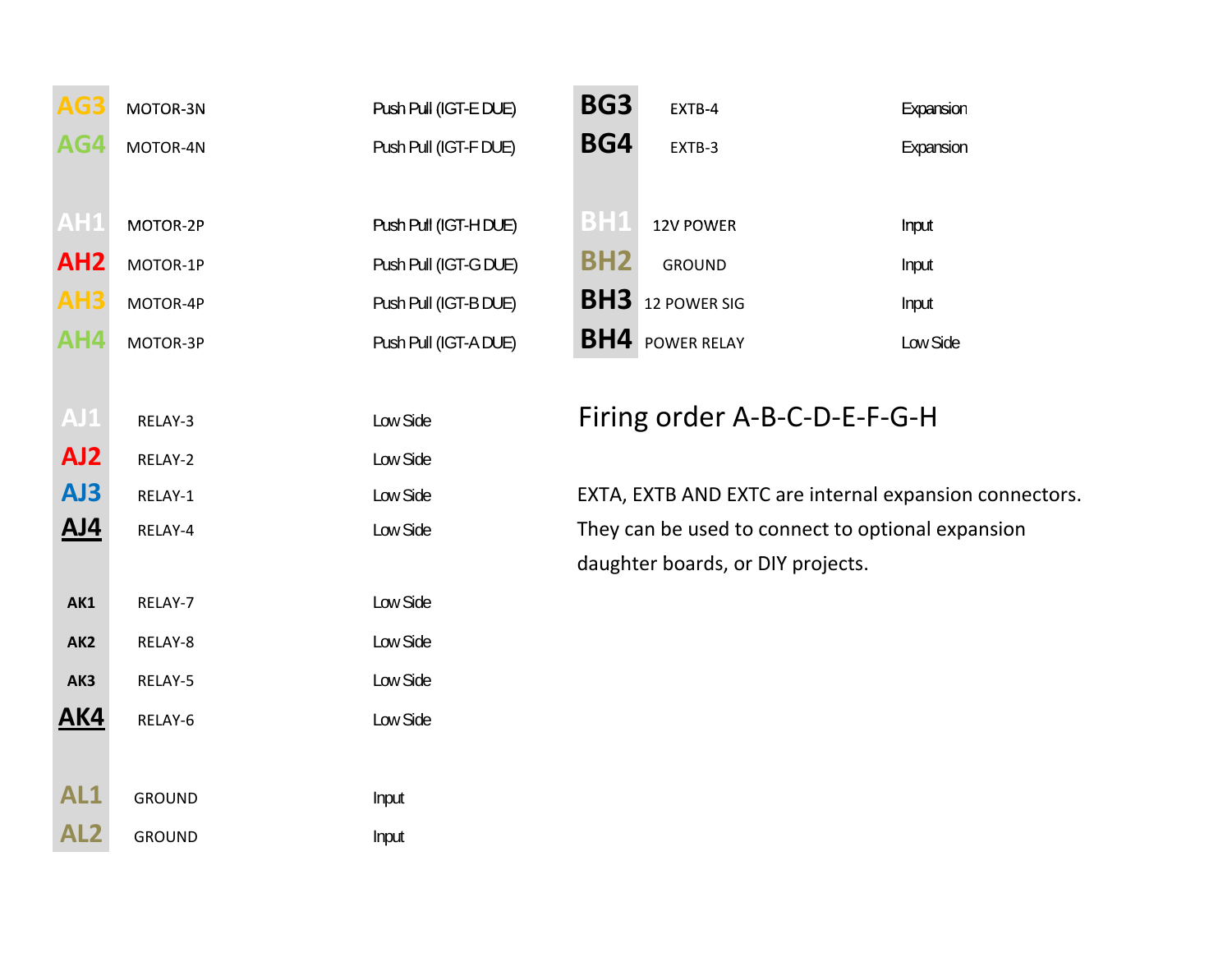| Pin | Function | Type |
|---|---|---|
| AG3 | MOTOR-3N | Push Pull (IGT-E DUE) |
| AG4 | MOTOR-4N | Push Pull (IGT-F DUE) |
| AH1 | MOTOR-2P | Push Pull (IGT-H DUE) |
| AH2 | MOTOR-1P | Push Pull (IGT-G DUE) |
| AH3 | MOTOR-4P | Push Pull (IGT-B DUE) |
| AH4 | MOTOR-3P | Push Pull (IGT-A DUE) |
| AJ1 | RELAY-3 | Low Side |
| AJ2 | RELAY-2 | Low Side |
| AJ3 | RELAY-1 | Low Side |
| AJ4 | RELAY-4 | Low Side |
| AK1 | RELAY-7 | Low Side |
| AK2 | RELAY-8 | Low Side |
| AK3 | RELAY-5 | Low Side |
| AK4 | RELAY-6 | Low Side |
| AL1 | GROUND | Input |
| AL2 | GROUND | Input |

| Pin | Function | Type |
|---|---|---|
| BG3 | EXTB-4 | Expansion |
| BG4 | EXTB-3 | Expansion |
| BH1 | 12V POWER | Input |
| BH2 | GROUND | Input |
| BH3 | 12 POWER SIG | Input |
| BH4 | POWER RELAY | Low Side |

## Firing order A-B-C-D-E-F-G-H

EXTA, EXTB AND EXTC are internal expansion connectors. They can be used to connect to optional expansion daughter boards, or DIY projects.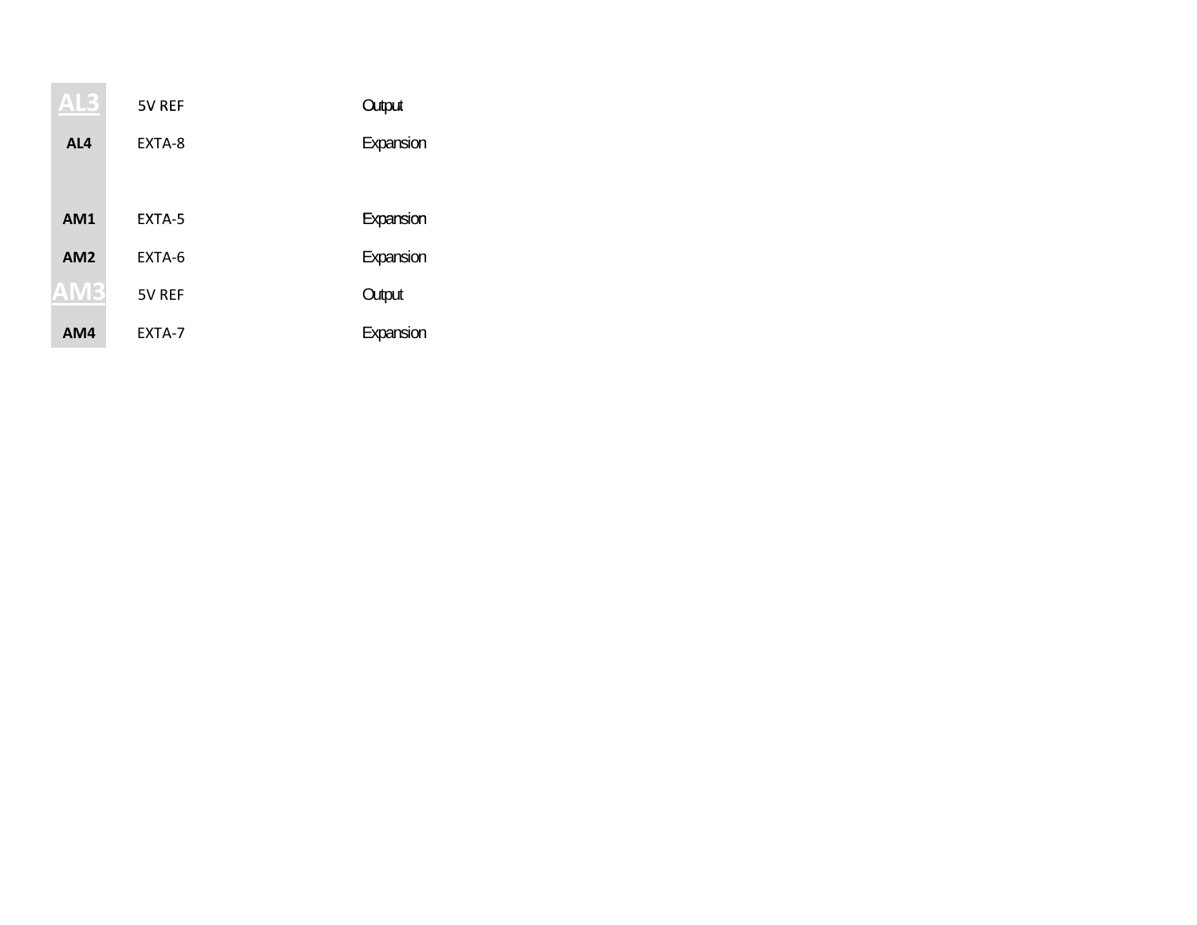| | | |
|---|---|---|
| **AL3** | 5V REF | Output |
| **AL4** | EXTA-8 | Expansion |
| | | |
| **AM1** | EXTA-5 | Expansion |
| **AM2** | EXTA-6 | Expansion |
| **AM3** | 5V REF | Output |
| **AM4** | EXTA-7 | Expansion |